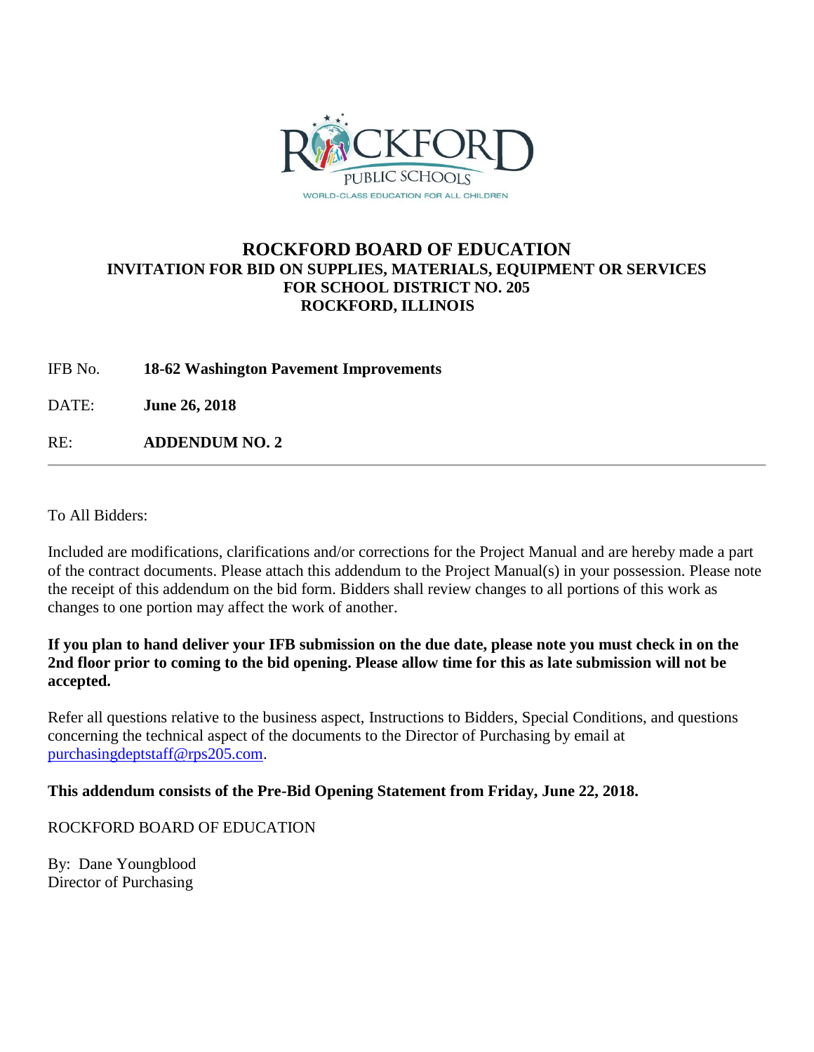# ROCKFORD BOARD OF EDUCATION

## INVITATION FOR BID ON SUPPLIES, MATERIALS, EQUIPMENT OR SERVICES FOR SCHOOL DISTRICT NO. 205 ROCKFORD, ILLINOIS

IFB No. **18-62 Washington Pavement Improvements**

DATE: **June 26, 2018**

RE: **ADDENDUM NO. 2**

---

To All Bidders:

Included are modifications, clarifications and/or corrections for the Project Manual and are hereby made a part of the contract documents. Please attach this addendum to the Project Manual(s) in your possession. Please note the receipt of this addendum on the bid form. Bidders shall review changes to all portions of this work as changes to one portion may affect the work of another.

**If you plan to hand deliver your IFB submission on the due date, please note you must check in on the 2nd floor prior to coming to the bid opening. Please allow time for this as late submission will not be accepted.**

Refer all questions relative to the business aspect, Instructions to Bidders, Special Conditions, and questions concerning the technical aspect of the documents to the Director of Purchasing by email at purchasingdeptstaff@rps205.com.

**This addendum consists of the Pre-Bid Opening Statement from Friday, June 22, 2018.**

ROCKFORD BOARD OF EDUCATION

By: Dane Youngblood
Director of Purchasing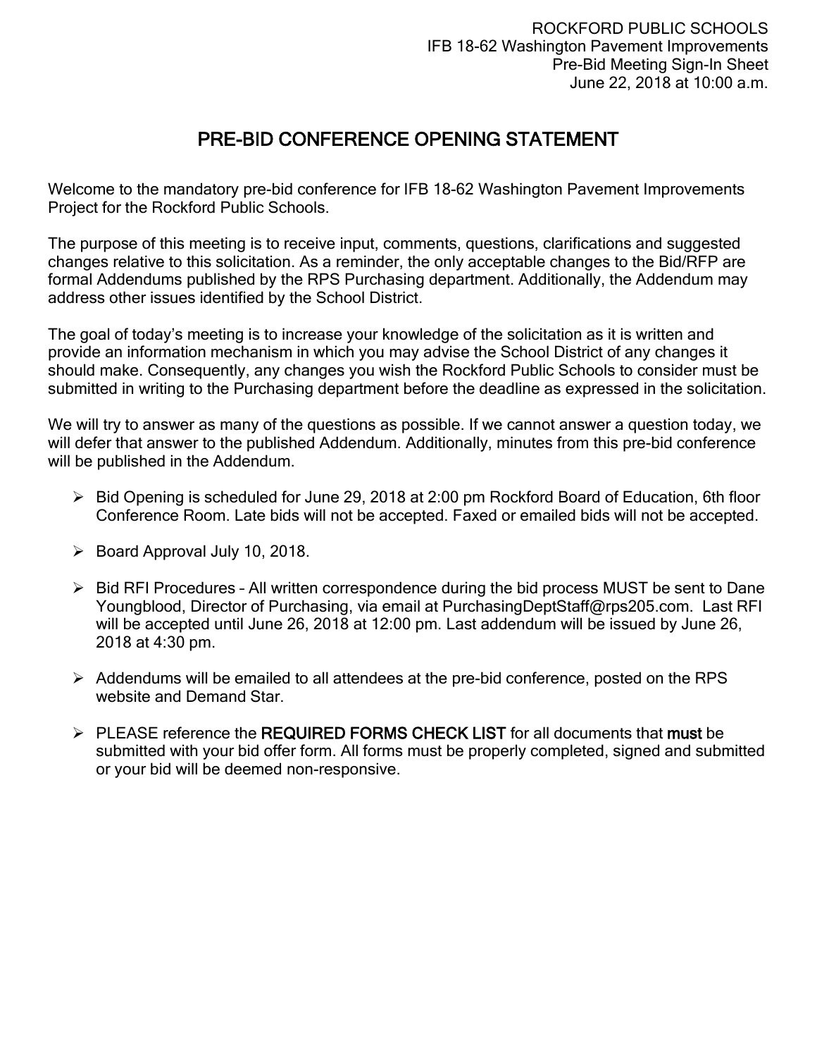ROCKFORD PUBLIC SCHOOLS
IFB 18-62 Washington Pavement Improvements
Pre-Bid Meeting Sign-In Sheet
June 22, 2018 at 10:00 a.m.

# PRE-BID CONFERENCE OPENING STATEMENT

Welcome to the mandatory pre-bid conference for IFB 18-62 Washington Pavement Improvements Project for the Rockford Public Schools.

The purpose of this meeting is to receive input, comments, questions, clarifications and suggested changes relative to this solicitation. As a reminder, the only acceptable changes to the Bid/RFP are formal Addendums published by the RPS Purchasing department. Additionally, the Addendum may address other issues identified by the School District.

The goal of today's meeting is to increase your knowledge of the solicitation as it is written and provide an information mechanism in which you may advise the School District of any changes it should make. Consequently, any changes you wish the Rockford Public Schools to consider must be submitted in writing to the Purchasing department before the deadline as expressed in the solicitation.

We will try to answer as many of the questions as possible. If we cannot answer a question today, we will defer that answer to the published Addendum. Additionally, minutes from this pre-bid conference will be published in the Addendum.

- Bid Opening is scheduled for June 29, 2018 at 2:00 pm Rockford Board of Education, 6th floor Conference Room. Late bids will not be accepted. Faxed or emailed bids will not be accepted.
- Board Approval July 10, 2018.
- Bid RFI Procedures – All written correspondence during the bid process MUST be sent to Dane Youngblood, Director of Purchasing, via email at PurchasingDeptStaff@rps205.com. Last RFI will be accepted until June 26, 2018 at 12:00 pm. Last addendum will be issued by June 26, 2018 at 4:30 pm.
- Addendums will be emailed to all attendees at the pre-bid conference, posted on the RPS website and Demand Star.
- PLEASE reference the **REQUIRED FORMS CHECK LIST** for all documents that **must** be submitted with your bid offer form. All forms must be properly completed, signed and submitted or your bid will be deemed non-responsive.